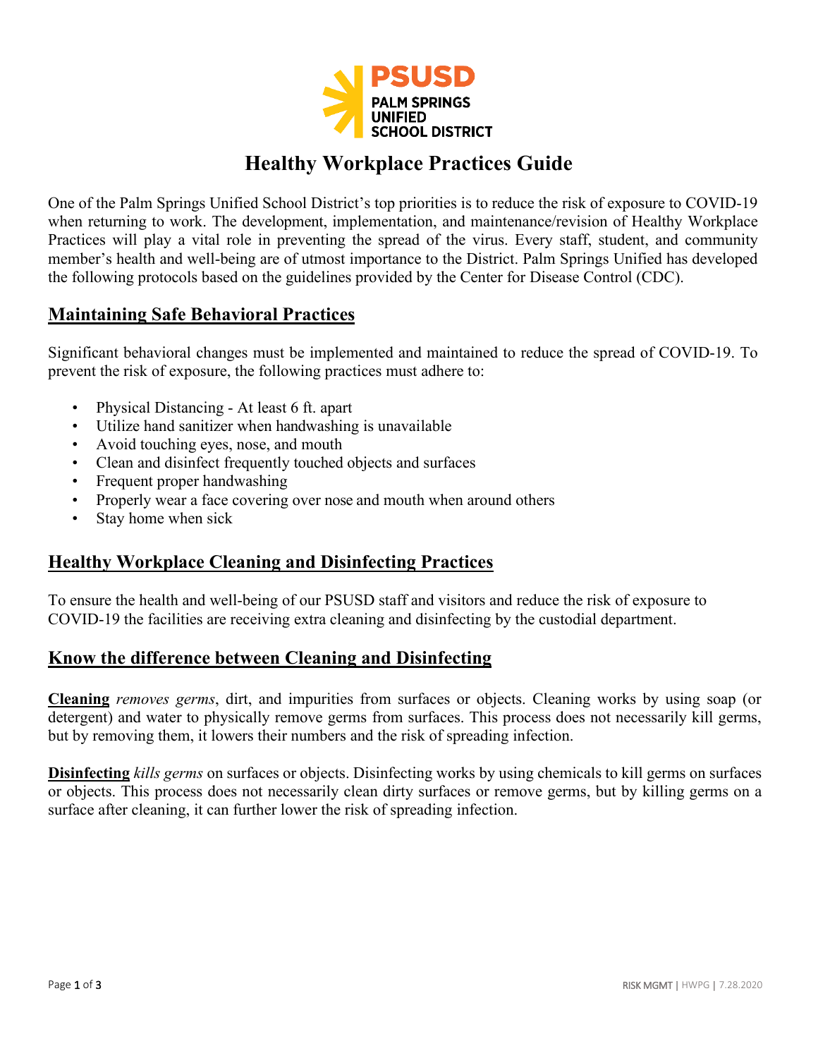PSUSD
PALM SPRINGS UNIFIED SCHOOL DISTRICT

# Healthy Workplace Practices Guide

One of the Palm Springs Unified School District's top priorities is to reduce the risk of exposure to COVID-19 when returning to work. The development, implementation, and maintenance/revision of Healthy Workplace Practices will play a vital role in preventing the spread of the virus. Every staff, student, and community member's health and well-being are of utmost importance to the District. Palm Springs Unified has developed the following protocols based on the guidelines provided by the Center for Disease Control (CDC).

## Maintaining Safe Behavioral Practices

Significant behavioral changes must be implemented and maintained to reduce the spread of COVID-19. To prevent the risk of exposure, the following practices must adhere to:

- Physical Distancing - At least 6 ft. apart
- Utilize hand sanitizer when handwashing is unavailable
- Avoid touching eyes, nose, and mouth
- Clean and disinfect frequently touched objects and surfaces
- Frequent proper handwashing
- Properly wear a face covering over nose and mouth when around others
- Stay home when sick

## Healthy Workplace Cleaning and Disinfecting Practices

To ensure the health and well-being of our PSUSD staff and visitors and reduce the risk of exposure to COVID-19 the facilities are receiving extra cleaning and disinfecting by the custodial department.

## Know the difference between Cleaning and Disinfecting

**Cleaning** *removes germs*, dirt, and impurities from surfaces or objects. Cleaning works by using soap (or detergent) and water to physically remove germs from surfaces. This process does not necessarily kill germs, but by removing them, it lowers their numbers and the risk of spreading infection.

**Disinfecting** *kills germs* on surfaces or objects. Disinfecting works by using chemicals to kill germs on surfaces or objects. This process does not necessarily clean dirty surfaces or remove germs, but by killing germs on a surface after cleaning, it can further lower the risk of spreading infection.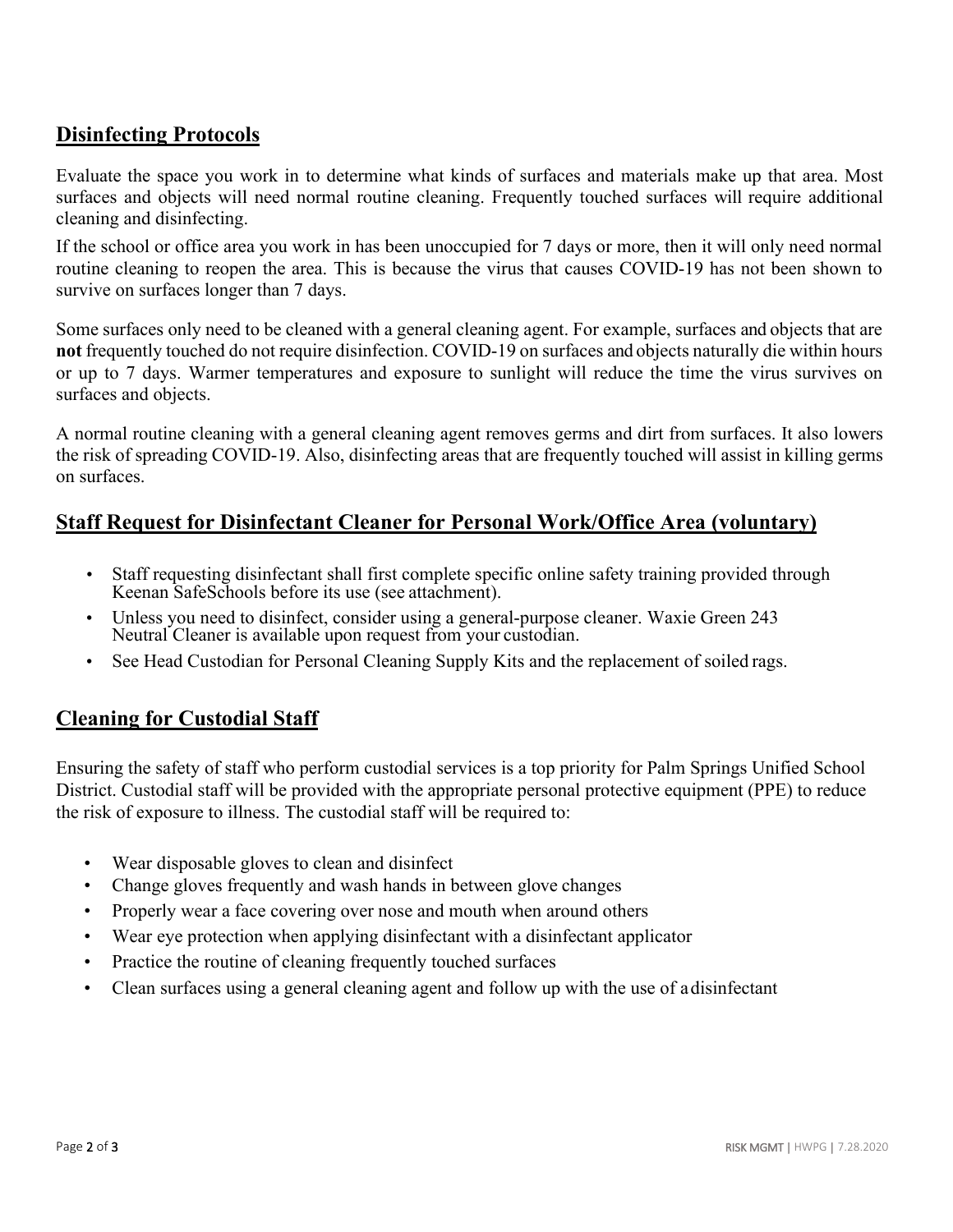## Disinfecting Protocols

Evaluate the space you work in to determine what kinds of surfaces and materials make up that area. Most surfaces and objects will need normal routine cleaning. Frequently touched surfaces will require additional cleaning and disinfecting.

If the school or office area you work in has been unoccupied for 7 days or more, then it will only need normal routine cleaning to reopen the area. This is because the virus that causes COVID-19 has not been shown to survive on surfaces longer than 7 days.

Some surfaces only need to be cleaned with a general cleaning agent. For example, surfaces and objects that are **not** frequently touched do not require disinfection. COVID-19 on surfaces and objects naturally die within hours or up to 7 days. Warmer temperatures and exposure to sunlight will reduce the time the virus survives on surfaces and objects.

A normal routine cleaning with a general cleaning agent removes germs and dirt from surfaces. It also lowers the risk of spreading COVID-19. Also, disinfecting areas that are frequently touched will assist in killing germs on surfaces.

## Staff Request for Disinfectant Cleaner for Personal Work/Office Area (voluntary)

- Staff requesting disinfectant shall first complete specific online safety training provided through Keenan SafeSchools before its use (see attachment).
- Unless you need to disinfect, consider using a general-purpose cleaner. Waxie Green 243 Neutral Cleaner is available upon request from your custodian.
- See Head Custodian for Personal Cleaning Supply Kits and the replacement of soiled rags.

## Cleaning for Custodial Staff

Ensuring the safety of staff who perform custodial services is a top priority for Palm Springs Unified School District. Custodial staff will be provided with the appropriate personal protective equipment (PPE) to reduce the risk of exposure to illness. The custodial staff will be required to:

- Wear disposable gloves to clean and disinfect
- Change gloves frequently and wash hands in between glove changes
- Properly wear a face covering over nose and mouth when around others
- Wear eye protection when applying disinfectant with a disinfectant applicator
- Practice the routine of cleaning frequently touched surfaces
- Clean surfaces using a general cleaning agent and follow up with the use of a disinfectant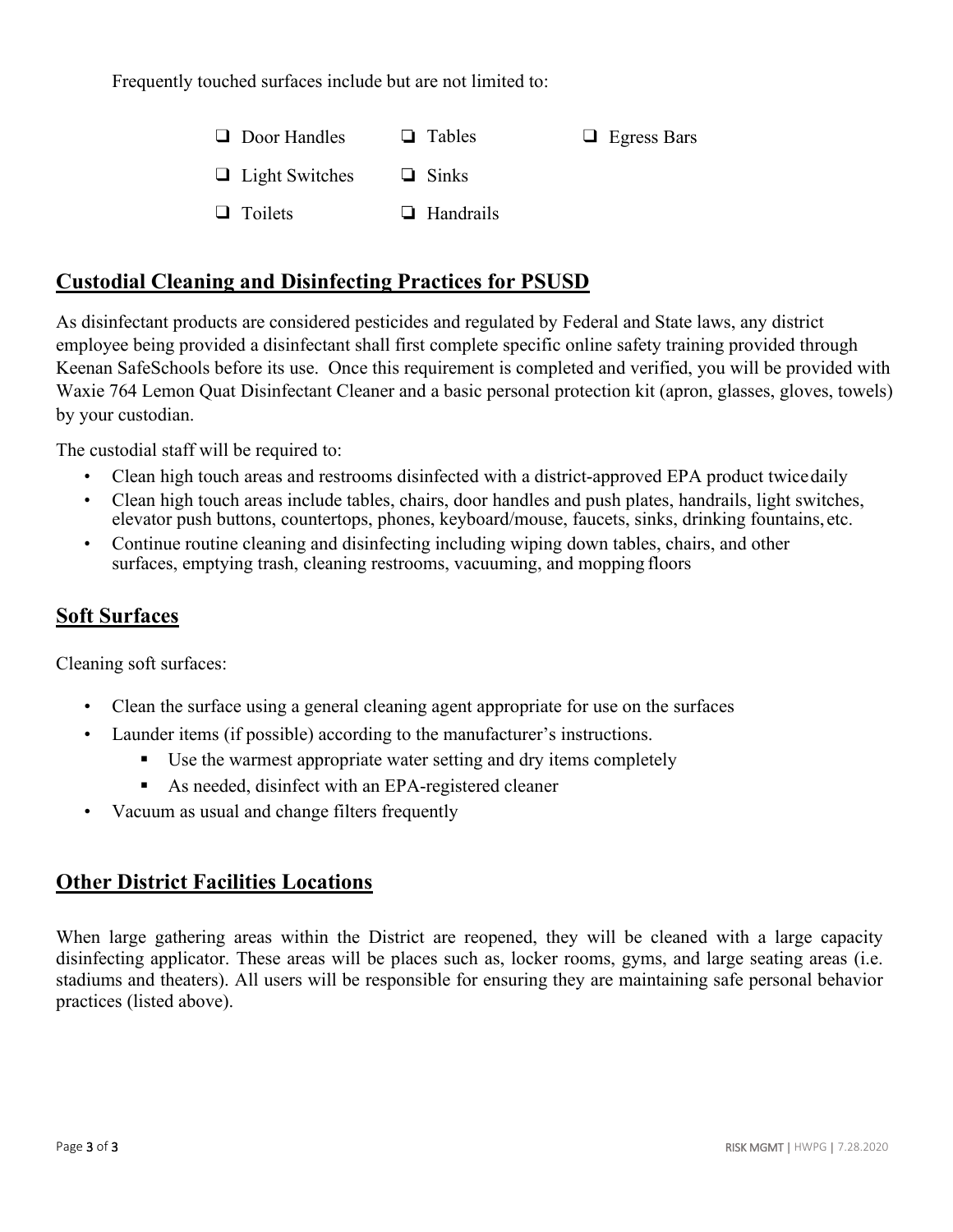Frequently touched surfaces include but are not limited to:

- ❑ Door Handles
- ❑ Tables
- ❑ Egress Bars
- ❑ Light Switches
- ❑ Sinks
- ❑ Toilets
- ❑ Handrails

## Custodial Cleaning and Disinfecting Practices for PSUSD

As disinfectant products are considered pesticides and regulated by Federal and State laws, any district employee being provided a disinfectant shall first complete specific online safety training provided through Keenan SafeSchools before its use. Once this requirement is completed and verified, you will be provided with Waxie 764 Lemon Quat Disinfectant Cleaner and a basic personal protection kit (apron, glasses, gloves, towels) by your custodian.

The custodial staff will be required to:

- Clean high touch areas and restrooms disinfected with a district-approved EPA product twice daily
- Clean high touch areas include tables, chairs, door handles and push plates, handrails, light switches, elevator push buttons, countertops, phones, keyboard/mouse, faucets, sinks, drinking fountains, etc.
- Continue routine cleaning and disinfecting including wiping down tables, chairs, and other surfaces, emptying trash, cleaning restrooms, vacuuming, and mopping floors

## Soft Surfaces

Cleaning soft surfaces:

- Clean the surface using a general cleaning agent appropriate for use on the surfaces
- Launder items (if possible) according to the manufacturer's instructions.
  - Use the warmest appropriate water setting and dry items completely
  - As needed, disinfect with an EPA-registered cleaner
- Vacuum as usual and change filters frequently

## Other District Facilities Locations

When large gathering areas within the District are reopened, they will be cleaned with a large capacity disinfecting applicator. These areas will be places such as, locker rooms, gyms, and large seating areas (i.e. stadiums and theaters). All users will be responsible for ensuring they are maintaining safe personal behavior practices (listed above).